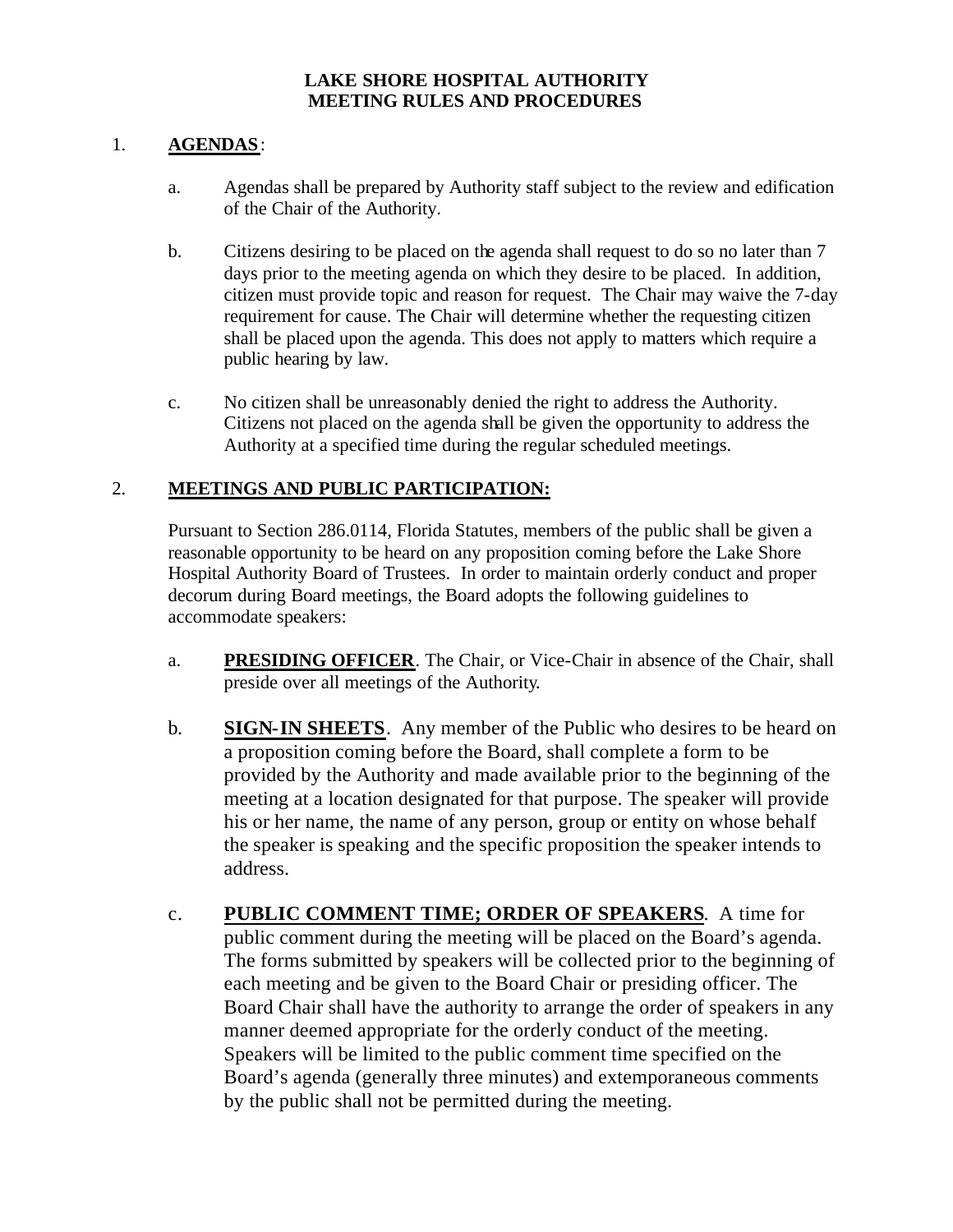# LAKE SHORE HOSPITAL AUTHORITY
# MEETING RULES AND PROCEDURES

1. **AGENDAS**:

   a. Agendas shall be prepared by Authority staff subject to the review and edification of the Chair of the Authority.

   b. Citizens desiring to be placed on the agenda shall request to do so no later than 7 days prior to the meeting agenda on which they desire to be placed. In addition, citizen must provide topic and reason for request. The Chair may waive the 7-day requirement for cause. The Chair will determine whether the requesting citizen shall be placed upon the agenda. This does not apply to matters which require a public hearing by law.

   c. No citizen shall be unreasonably denied the right to address the Authority. Citizens not placed on the agenda shall be given the opportunity to address the Authority at a specified time during the regular scheduled meetings.

2. **MEETINGS AND PUBLIC PARTICIPATION:**

   Pursuant to Section 286.0114, Florida Statutes, members of the public shall be given a reasonable opportunity to be heard on any proposition coming before the Lake Shore Hospital Authority Board of Trustees. In order to maintain orderly conduct and proper decorum during Board meetings, the Board adopts the following guidelines to accommodate speakers:

   a. **PRESIDING OFFICER**. The Chair, or Vice-Chair in absence of the Chair, shall preside over all meetings of the Authority.

   b. **SIGN-IN SHEETS**. Any member of the Public who desires to be heard on a proposition coming before the Board, shall complete a form to be provided by the Authority and made available prior to the beginning of the meeting at a location designated for that purpose. The speaker will provide his or her name, the name of any person, group or entity on whose behalf the speaker is speaking and the specific proposition the speaker intends to address.

   c. **PUBLIC COMMENT TIME; ORDER OF SPEAKERS**. A time for public comment during the meeting will be placed on the Board's agenda. The forms submitted by speakers will be collected prior to the beginning of each meeting and be given to the Board Chair or presiding officer. The Board Chair shall have the authority to arrange the order of speakers in any manner deemed appropriate for the orderly conduct of the meeting. Speakers will be limited to the public comment time specified on the Board's agenda (generally three minutes) and extemporaneous comments by the public shall not be permitted during the meeting.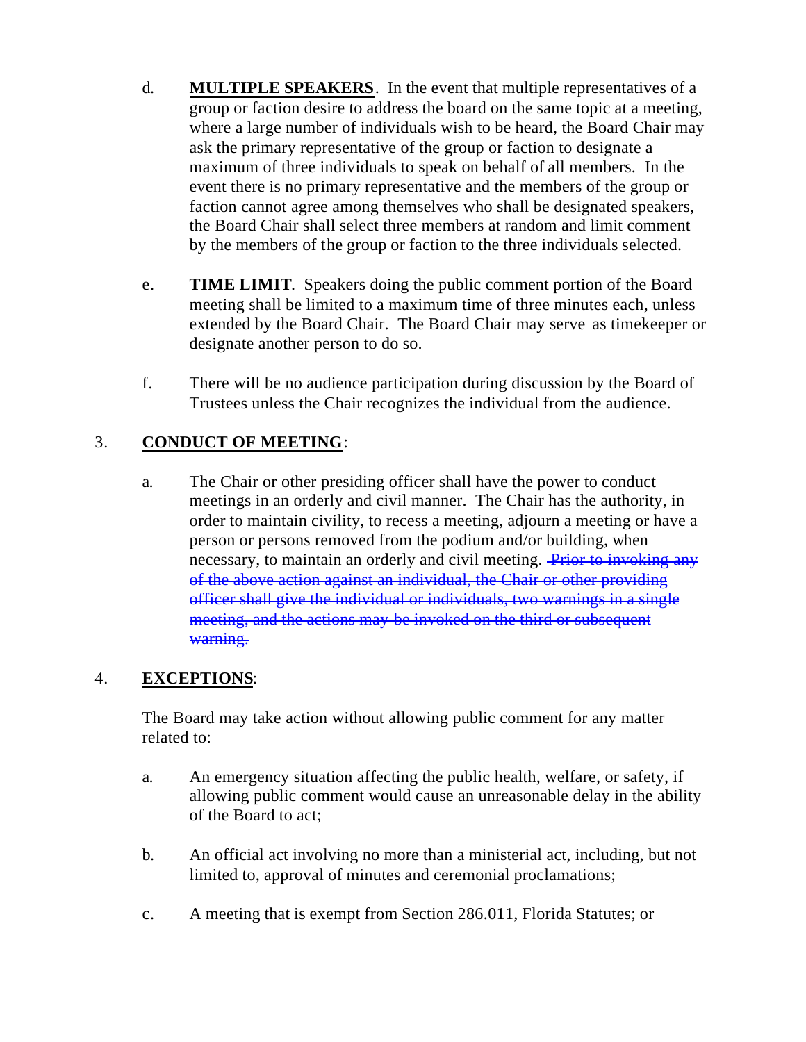d. **MULTIPLE SPEAKERS**. In the event that multiple representatives of a group or faction desire to address the board on the same topic at a meeting, where a large number of individuals wish to be heard, the Board Chair may ask the primary representative of the group or faction to designate a maximum of three individuals to speak on behalf of all members. In the event there is no primary representative and the members of the group or faction cannot agree among themselves who shall be designated speakers, the Board Chair shall select three members at random and limit comment by the members of the group or faction to the three individuals selected.

e. **TIME LIMIT**. Speakers doing the public comment portion of the Board meeting shall be limited to a maximum time of three minutes each, unless extended by the Board Chair. The Board Chair may serve as timekeeper or designate another person to do so.

f. There will be no audience participation during discussion by the Board of Trustees unless the Chair recognizes the individual from the audience.

3. **CONDUCT OF MEETING**:

a. The Chair or other presiding officer shall have the power to conduct meetings in an orderly and civil manner. The Chair has the authority, in order to maintain civility, to recess a meeting, adjourn a meeting or have a person or persons removed from the podium and/or building, when necessary, to maintain an orderly and civil meeting. ~~Prior to invoking any of the above action against an individual, the Chair or other providing officer shall give the individual or individuals, two warnings in a single meeting, and the actions may be invoked on the third or subsequent warning.~~

4. **EXCEPTIONS**:

The Board may take action without allowing public comment for any matter related to:

a. An emergency situation affecting the public health, welfare, or safety, if allowing public comment would cause an unreasonable delay in the ability of the Board to act;

b. An official act involving no more than a ministerial act, including, but not limited to, approval of minutes and ceremonial proclamations;

c. A meeting that is exempt from Section 286.011, Florida Statutes; or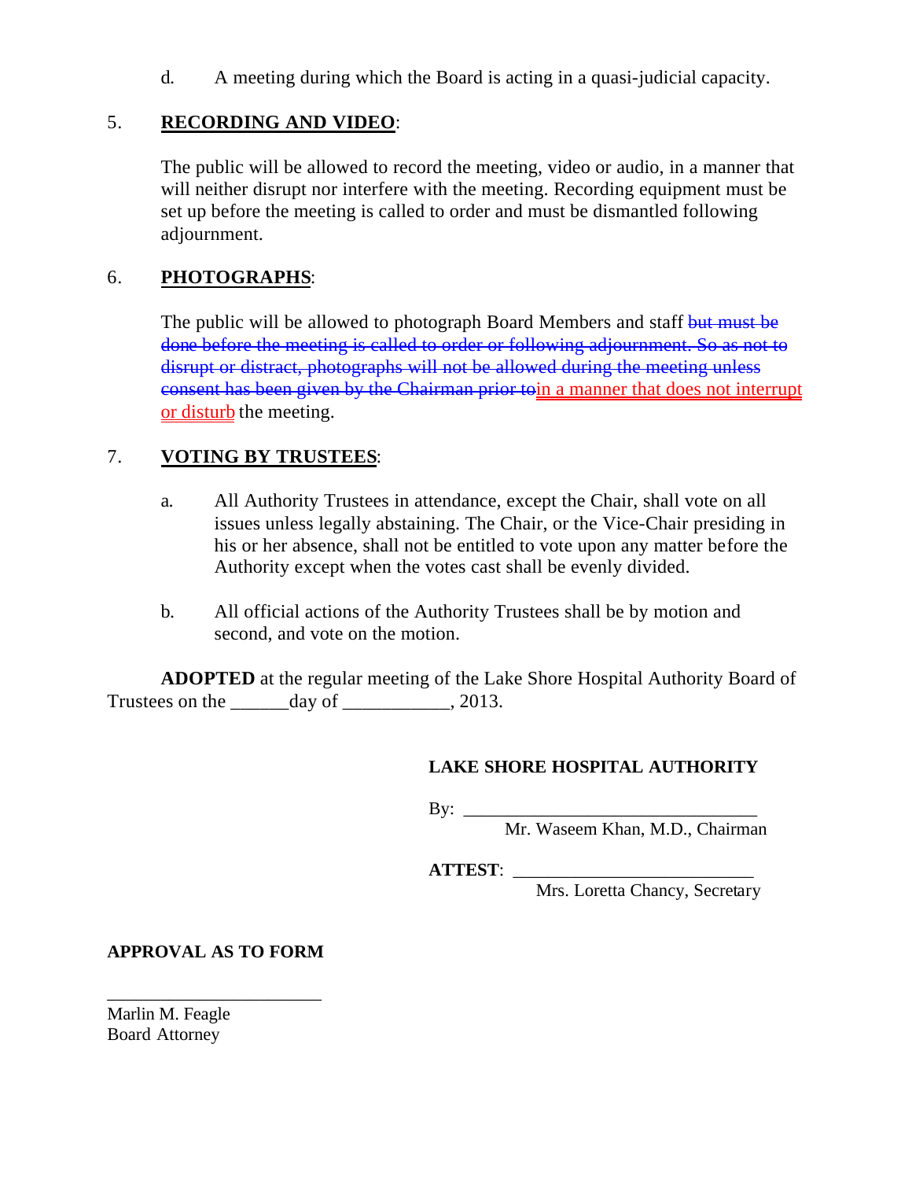d. A meeting during which the Board is acting in a quasi-judicial capacity.

5. **RECORDING AND VIDEO**:

The public will be allowed to record the meeting, video or audio, in a manner that will neither disrupt nor interfere with the meeting. Recording equipment must be set up before the meeting is called to order and must be dismantled following adjournment.

6. **PHOTOGRAPHS**:

The public will be allowed to photograph Board Members and staff ~~but must be done before the meeting is called to order or following adjournment. So as not to disrupt or distract, photographs will not be allowed during the meeting unless consent has been given by the Chairman prior to~~in a manner that does not interrupt or disturb the meeting.

7. **VOTING BY TRUSTEES**:

a. All Authority Trustees in attendance, except the Chair, shall vote on all issues unless legally abstaining. The Chair, or the Vice-Chair presiding in his or her absence, shall not be entitled to vote upon any matter before the Authority except when the votes cast shall be evenly divided.

b. All official actions of the Authority Trustees shall be by motion and second, and vote on the motion.

**ADOPTED** at the regular meeting of the Lake Shore Hospital Authority Board of Trustees on the ______day of ___________, 2013.

**LAKE SHORE HOSPITAL AUTHORITY**

By: ________________________________
Mr. Waseem Khan, M.D., Chairman

**ATTEST**: __________________________
Mrs. Loretta Chancy, Secretary

**APPROVAL AS TO FORM**

_______________________
Marlin M. Feagle
Board Attorney